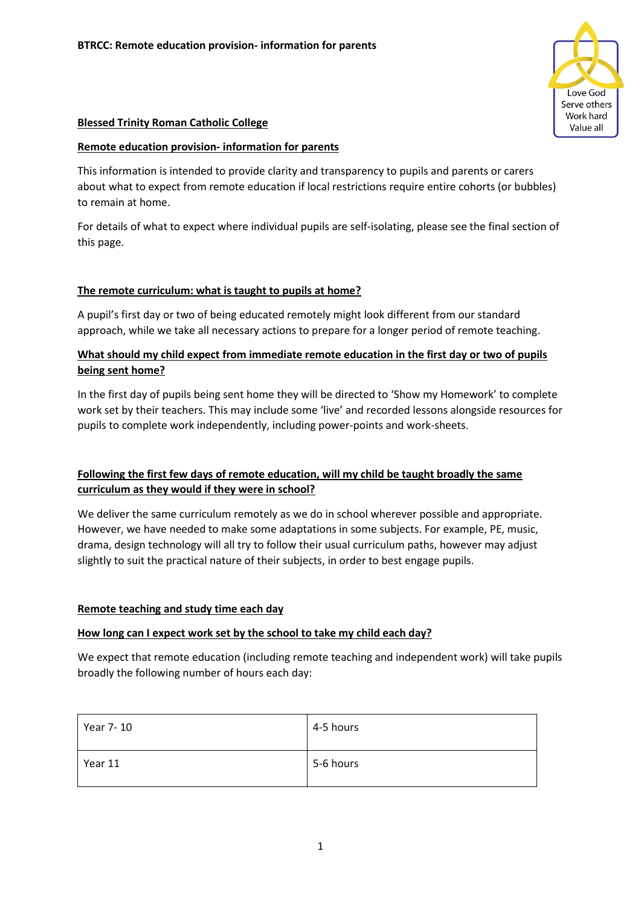BTRCC: Remote education provision- information for parents

Love God
Serve others
Work hard
Value all

## Blessed Trinity Roman Catholic College

## Remote education provision- information for parents

This information is intended to provide clarity and transparency to pupils and parents or carers about what to expect from remote education if local restrictions require entire cohorts (or bubbles) to remain at home.

For details of what to expect where individual pupils are self-isolating, please see the final section of this page.

### The remote curriculum: what is taught to pupils at home?

A pupil's first day or two of being educated remotely might look different from our standard approach, while we take all necessary actions to prepare for a longer period of remote teaching.

### What should my child expect from immediate remote education in the first day or two of pupils being sent home?

In the first day of pupils being sent home they will be directed to 'Show my Homework' to complete work set by their teachers. This may include some 'live' and recorded lessons alongside resources for pupils to complete work independently, including power-points and work-sheets.

### Following the first few days of remote education, will my child be taught broadly the same curriculum as they would if they were in school?

We deliver the same curriculum remotely as we do in school wherever possible and appropriate. However, we have needed to make some adaptations in some subjects. For example, PE, music, drama, design technology will all try to follow their usual curriculum paths, however may adjust slightly to suit the practical nature of their subjects, in order to best engage pupils.

### Remote teaching and study time each day

### How long can I expect work set by the school to take my child each day?

We expect that remote education (including remote teaching and independent work) will take pupils broadly the following number of hours each day:

| Year 7- 10 | 4-5 hours |
|---|---|
| Year 11 | 5-6 hours |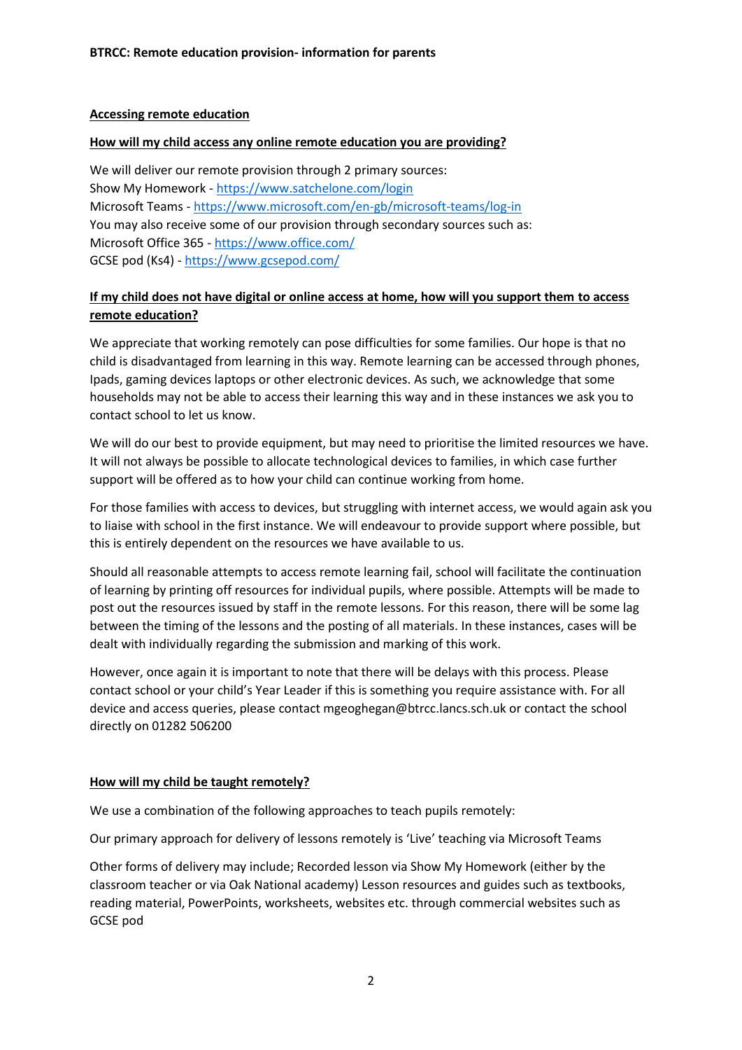**BTRCC: Remote education provision- information for parents**

## Accessing remote education

### How will my child access any online remote education you are providing?

We will deliver our remote provision through 2 primary sources:
Show My Homework - https://www.satchelone.com/login
Microsoft Teams - https://www.microsoft.com/en-gb/microsoft-teams/log-in
You may also receive some of our provision through secondary sources such as:
Microsoft Office 365 - https://www.office.com/
GCSE pod (Ks4) - https://www.gcsepod.com/

### If my child does not have digital or online access at home, how will you support them to access remote education?

We appreciate that working remotely can pose difficulties for some families. Our hope is that no child is disadvantaged from learning in this way. Remote learning can be accessed through phones, Ipads, gaming devices laptops or other electronic devices. As such, we acknowledge that some households may not be able to access their learning this way and in these instances we ask you to contact school to let us know.

We will do our best to provide equipment, but may need to prioritise the limited resources we have. It will not always be possible to allocate technological devices to families, in which case further support will be offered as to how your child can continue working from home.

For those families with access to devices, but struggling with internet access, we would again ask you to liaise with school in the first instance. We will endeavour to provide support where possible, but this is entirely dependent on the resources we have available to us.

Should all reasonable attempts to access remote learning fail, school will facilitate the continuation of learning by printing off resources for individual pupils, where possible. Attempts will be made to post out the resources issued by staff in the remote lessons. For this reason, there will be some lag between the timing of the lessons and the posting of all materials. In these instances, cases will be dealt with individually regarding the submission and marking of this work.

However, once again it is important to note that there will be delays with this process. Please contact school or your child's Year Leader if this is something you require assistance with. For all device and access queries, please contact mgeoghegan@btrcc.lancs.sch.uk or contact the school directly on 01282 506200

### How will my child be taught remotely?

We use a combination of the following approaches to teach pupils remotely:

Our primary approach for delivery of lessons remotely is 'Live' teaching via Microsoft Teams

Other forms of delivery may include; Recorded lesson via Show My Homework (either by the classroom teacher or via Oak National academy) Lesson resources and guides such as textbooks, reading material, PowerPoints, worksheets, websites etc. through commercial websites such as GCSE pod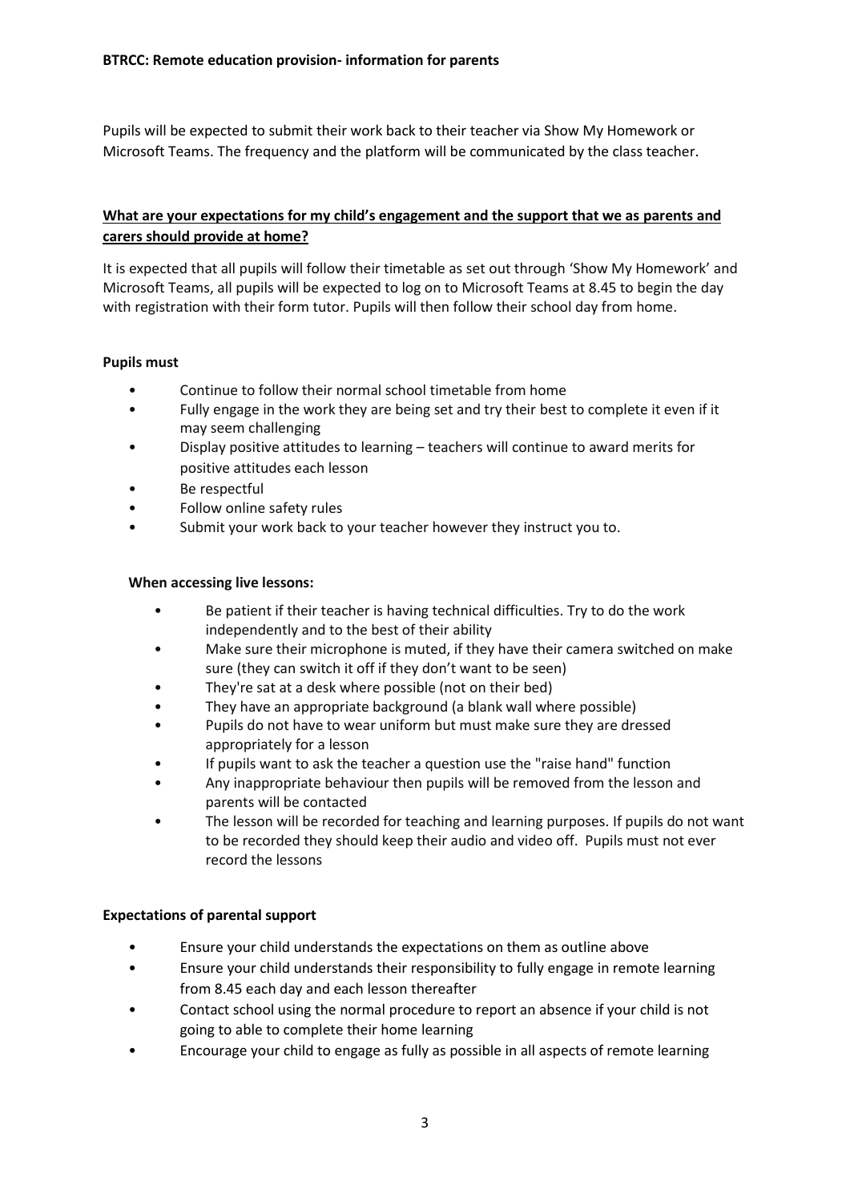Pupils will be expected to submit their work back to their teacher via Show My Homework or Microsoft Teams. The frequency and the platform will be communicated by the class teacher.

## What are your expectations for my child's engagement and the support that we as parents and carers should provide at home?

It is expected that all pupils will follow their timetable as set out through 'Show My Homework' and Microsoft Teams, all pupils will be expected to log on to Microsoft Teams at 8.45 to begin the day with registration with their form tutor. Pupils will then follow their school day from home.

**Pupils must**

- Continue to follow their normal school timetable from home
- Fully engage in the work they are being set and try their best to complete it even if it may seem challenging
- Display positive attitudes to learning – teachers will continue to award merits for positive attitudes each lesson
- Be respectful
- Follow online safety rules
- Submit your work back to your teacher however they instruct you to.

**When accessing live lessons:**

- Be patient if their teacher is having technical difficulties. Try to do the work independently and to the best of their ability
- Make sure their microphone is muted, if they have their camera switched on make sure (they can switch it off if they don't want to be seen)
- They're sat at a desk where possible (not on their bed)
- They have an appropriate background (a blank wall where possible)
- Pupils do not have to wear uniform but must make sure they are dressed appropriately for a lesson
- If pupils want to ask the teacher a question use the "raise hand" function
- Any inappropriate behaviour then pupils will be removed from the lesson and parents will be contacted
- The lesson will be recorded for teaching and learning purposes. If pupils do not want to be recorded they should keep their audio and video off. Pupils must not ever record the lessons

**Expectations of parental support**

- Ensure your child understands the expectations on them as outline above
- Ensure your child understands their responsibility to fully engage in remote learning from 8.45 each day and each lesson thereafter
- Contact school using the normal procedure to report an absence if your child is not going to able to complete their home learning
- Encourage your child to engage as fully as possible in all aspects of remote learning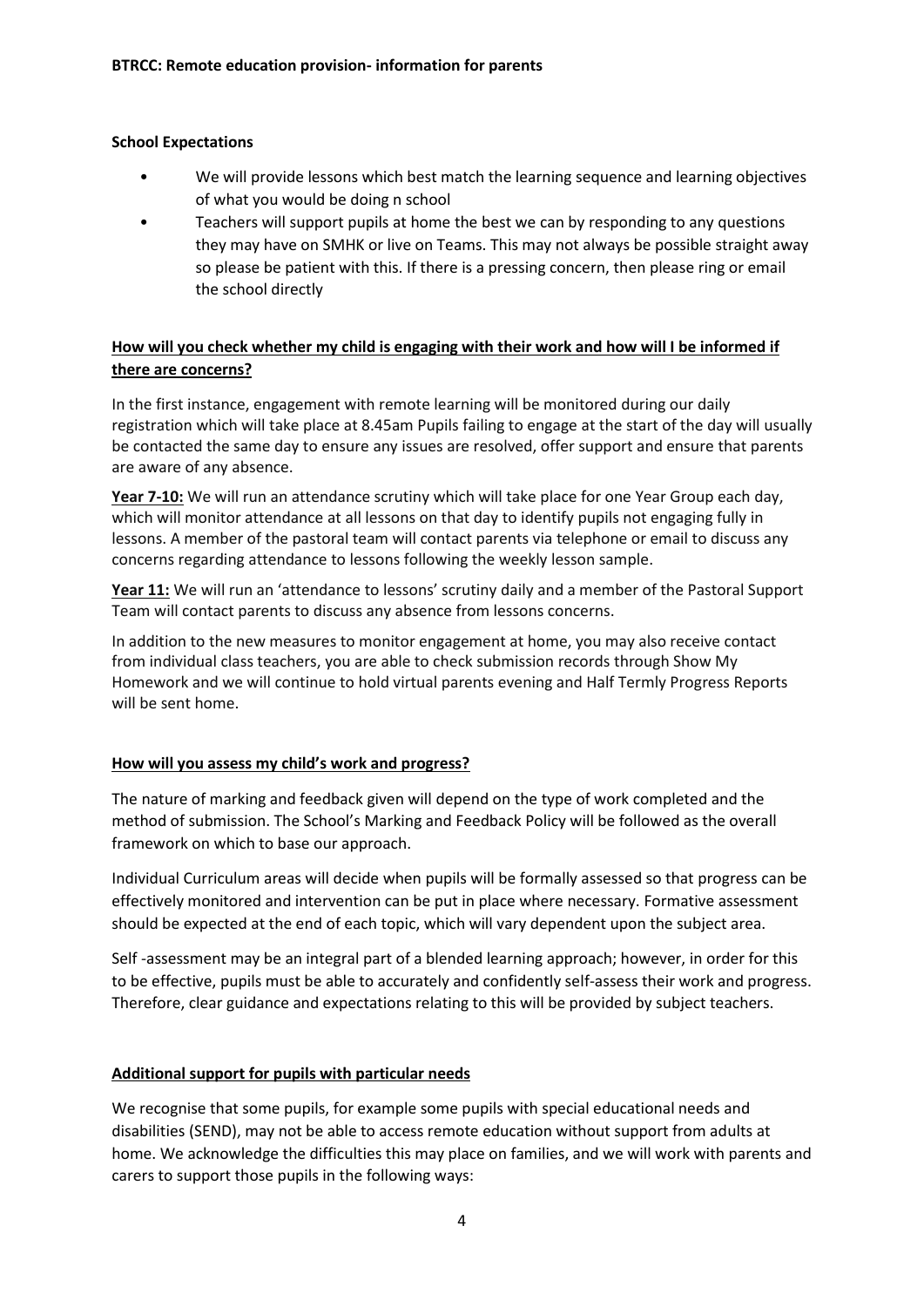**School Expectations**

- We will provide lessons which best match the learning sequence and learning objectives of what you would be doing n school
- Teachers will support pupils at home the best we can by responding to any questions they may have on SMHK or live on Teams. This may not always be possible straight away so please be patient with this. If there is a pressing concern, then please ring or email the school directly

**How will you check whether my child is engaging with their work and how will I be informed if there are concerns?**

In the first instance, engagement with remote learning will be monitored during our daily registration which will take place at 8.45am Pupils failing to engage at the start of the day will usually be contacted the same day to ensure any issues are resolved, offer support and ensure that parents are aware of any absence.

**Year 7-10:** We will run an attendance scrutiny which will take place for one Year Group each day, which will monitor attendance at all lessons on that day to identify pupils not engaging fully in lessons. A member of the pastoral team will contact parents via telephone or email to discuss any concerns regarding attendance to lessons following the weekly lesson sample.

**Year 11:** We will run an 'attendance to lessons' scrutiny daily and a member of the Pastoral Support Team will contact parents to discuss any absence from lessons concerns.

In addition to the new measures to monitor engagement at home, you may also receive contact from individual class teachers, you are able to check submission records through Show My Homework and we will continue to hold virtual parents evening and Half Termly Progress Reports will be sent home.

**How will you assess my child's work and progress?**

The nature of marking and feedback given will depend on the type of work completed and the method of submission. The School's Marking and Feedback Policy will be followed as the overall framework on which to base our approach.

Individual Curriculum areas will decide when pupils will be formally assessed so that progress can be effectively monitored and intervention can be put in place where necessary. Formative assessment should be expected at the end of each topic, which will vary dependent upon the subject area.

Self -assessment may be an integral part of a blended learning approach; however, in order for this to be effective, pupils must be able to accurately and confidently self-assess their work and progress. Therefore, clear guidance and expectations relating to this will be provided by subject teachers.

**Additional support for pupils with particular needs**

We recognise that some pupils, for example some pupils with special educational needs and disabilities (SEND), may not be able to access remote education without support from adults at home. We acknowledge the difficulties this may place on families, and we will work with parents and carers to support those pupils in the following ways: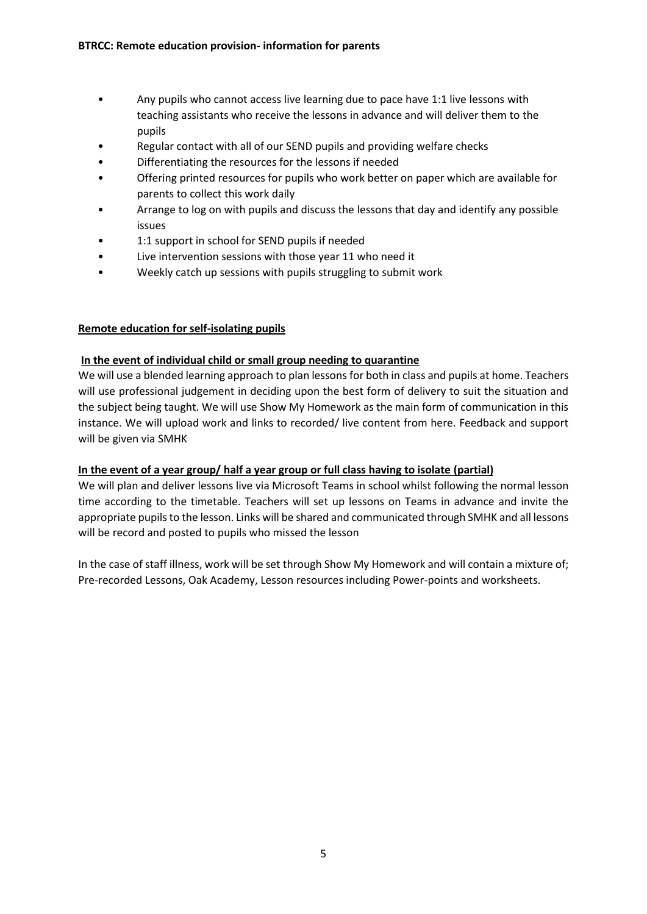- Any pupils who cannot access live learning due to pace have 1:1 live lessons with teaching assistants who receive the lessons in advance and will deliver them to the pupils
- Regular contact with all of our SEND pupils and providing welfare checks
- Differentiating the resources for the lessons if needed
- Offering printed resources for pupils who work better on paper which are available for parents to collect this work daily
- Arrange to log on with pupils and discuss the lessons that day and identify any possible issues
- 1:1 support in school for SEND pupils if needed
- Live intervention sessions with those year 11 who need it
- Weekly catch up sessions with pupils struggling to submit work

## Remote education for self-isolating pupils

### In the event of individual child or small group needing to quarantine

We will use a blended learning approach to plan lessons for both in class and pupils at home. Teachers will use professional judgement in deciding upon the best form of delivery to suit the situation and the subject being taught. We will use Show My Homework as the main form of communication in this instance. We will upload work and links to recorded/ live content from here. Feedback and support will be given via SMHK

### In the event of a year group/ half a year group or full class having to isolate (partial)

We will plan and deliver lessons live via Microsoft Teams in school whilst following the normal lesson time according to the timetable. Teachers will set up lessons on Teams in advance and invite the appropriate pupils to the lesson. Links will be shared and communicated through SMHK and all lessons will be record and posted to pupils who missed the lesson

In the case of staff illness, work will be set through Show My Homework and will contain a mixture of; Pre-recorded Lessons, Oak Academy, Lesson resources including Power-points and worksheets.